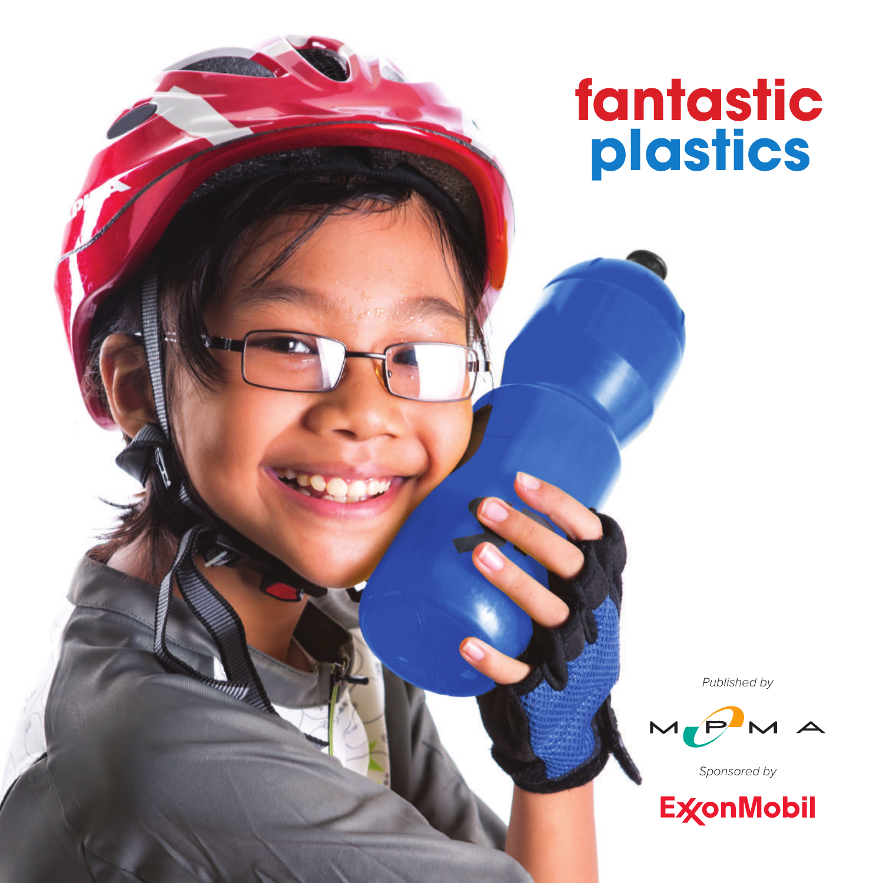# fantastic plastics

*Published by*

MPMA

*Sponsored by*

ExxonMobil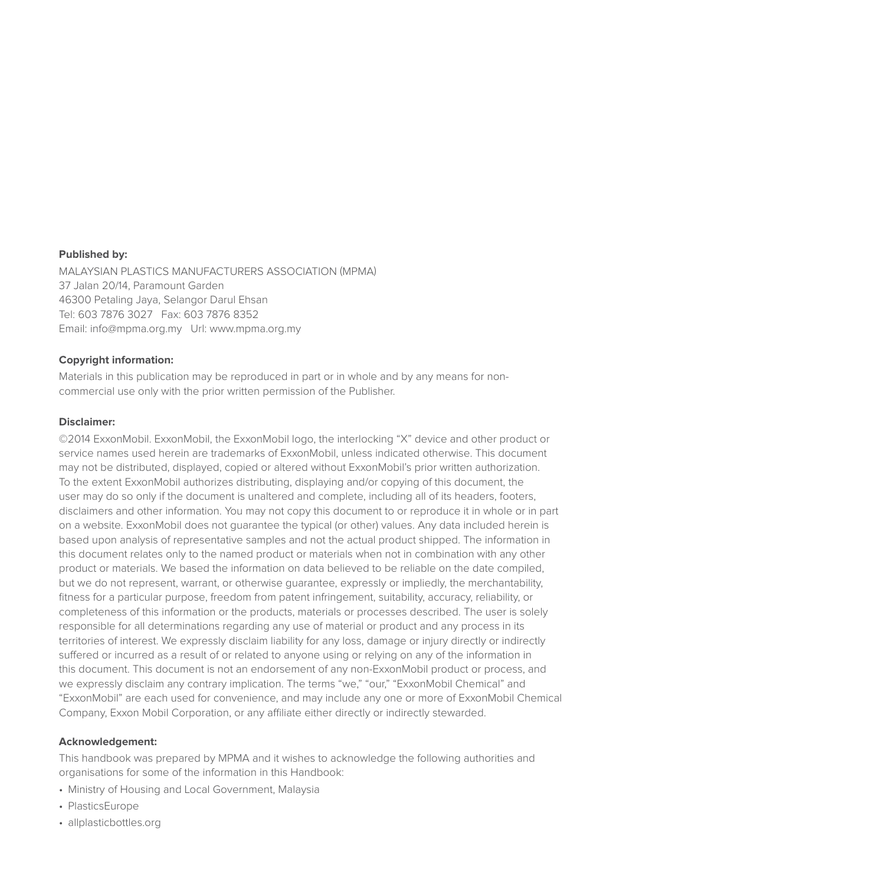**Published by:**

MALAYSIAN PLASTICS MANUFACTURERS ASSOCIATION (MPMA)
37 Jalan 20/14, Paramount Garden
46300 Petaling Jaya, Selangor Darul Ehsan
Tel: 603 7876 3027   Fax: 603 7876 8352
Email: info@mpma.org.my   Url: www.mpma.org.my

**Copyright information:**

Materials in this publication may be reproduced in part or in whole and by any means for non-commercial use only with the prior written permission of the Publisher.

**Disclaimer:**

©2014 ExxonMobil. ExxonMobil, the ExxonMobil logo, the interlocking "X" device and other product or service names used herein are trademarks of ExxonMobil, unless indicated otherwise. This document may not be distributed, displayed, copied or altered without ExxonMobil's prior written authorization. To the extent ExxonMobil authorizes distributing, displaying and/or copying of this document, the user may do so only if the document is unaltered and complete, including all of its headers, footers, disclaimers and other information. You may not copy this document to or reproduce it in whole or in part on a website. ExxonMobil does not guarantee the typical (or other) values. Any data included herein is based upon analysis of representative samples and not the actual product shipped. The information in this document relates only to the named product or materials when not in combination with any other product or materials. We based the information on data believed to be reliable on the date compiled, but we do not represent, warrant, or otherwise guarantee, expressly or impliedly, the merchantability, fitness for a particular purpose, freedom from patent infringement, suitability, accuracy, reliability, or completeness of this information or the products, materials or processes described. The user is solely responsible for all determinations regarding any use of material or product and any process in its territories of interest. We expressly disclaim liability for any loss, damage or injury directly or indirectly suffered or incurred as a result of or related to anyone using or relying on any of the information in this document. This document is not an endorsement of any non-ExxonMobil product or process, and we expressly disclaim any contrary implication. The terms "we," "our," "ExxonMobil Chemical" and "ExxonMobil" are each used for convenience, and may include any one or more of ExxonMobil Chemical Company, Exxon Mobil Corporation, or any affiliate either directly or indirectly stewarded.

**Acknowledgement:**

This handbook was prepared by MPMA and it wishes to acknowledge the following authorities and organisations for some of the information in this Handbook:

- Ministry of Housing and Local Government, Malaysia
- PlasticsEurope
- allplasticbottles.org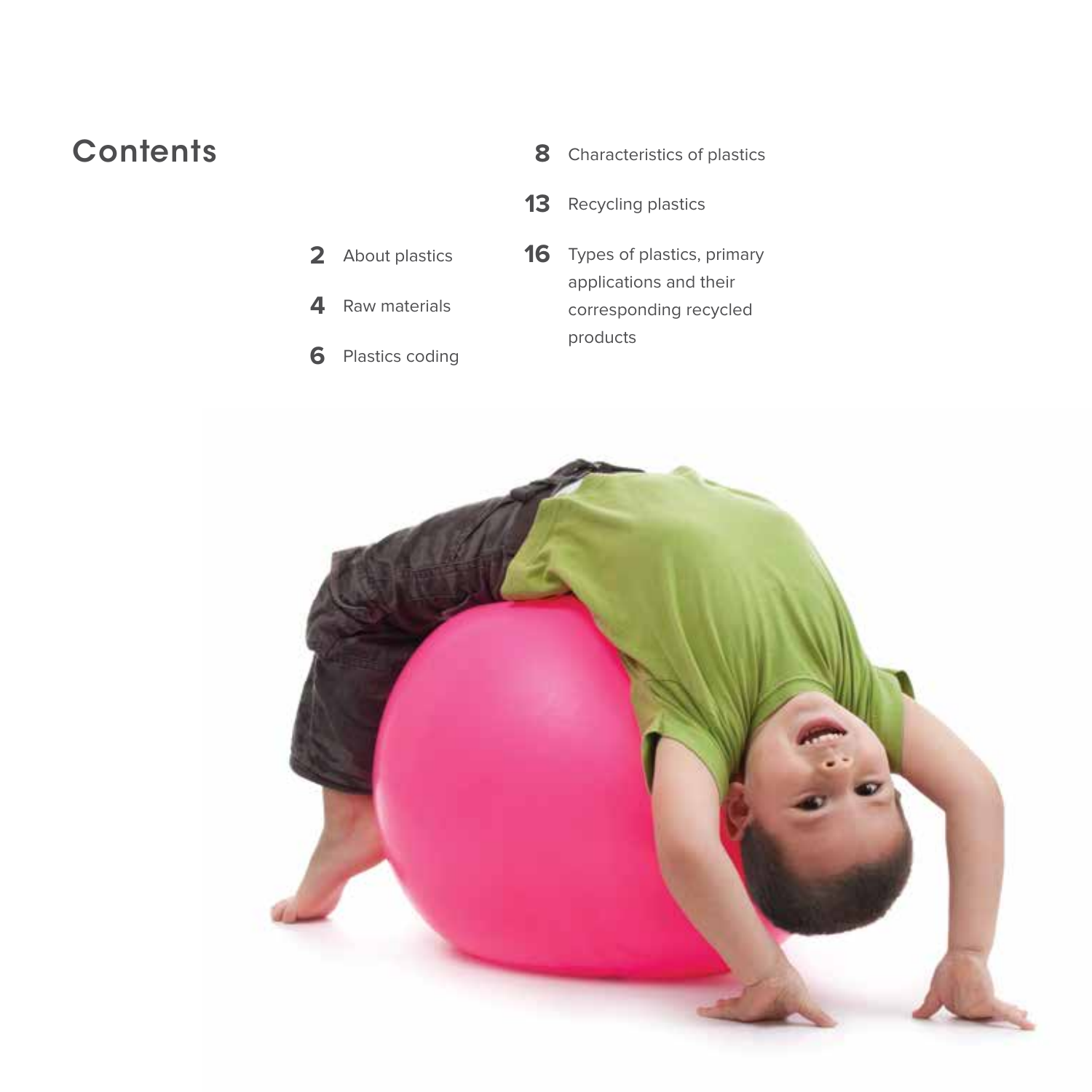# Contents

2 About plastics

4 Raw materials

6 Plastics coding

8 Characteristics of plastics

13 Recycling plastics

16 Types of plastics, primary applications and their corresponding recycled products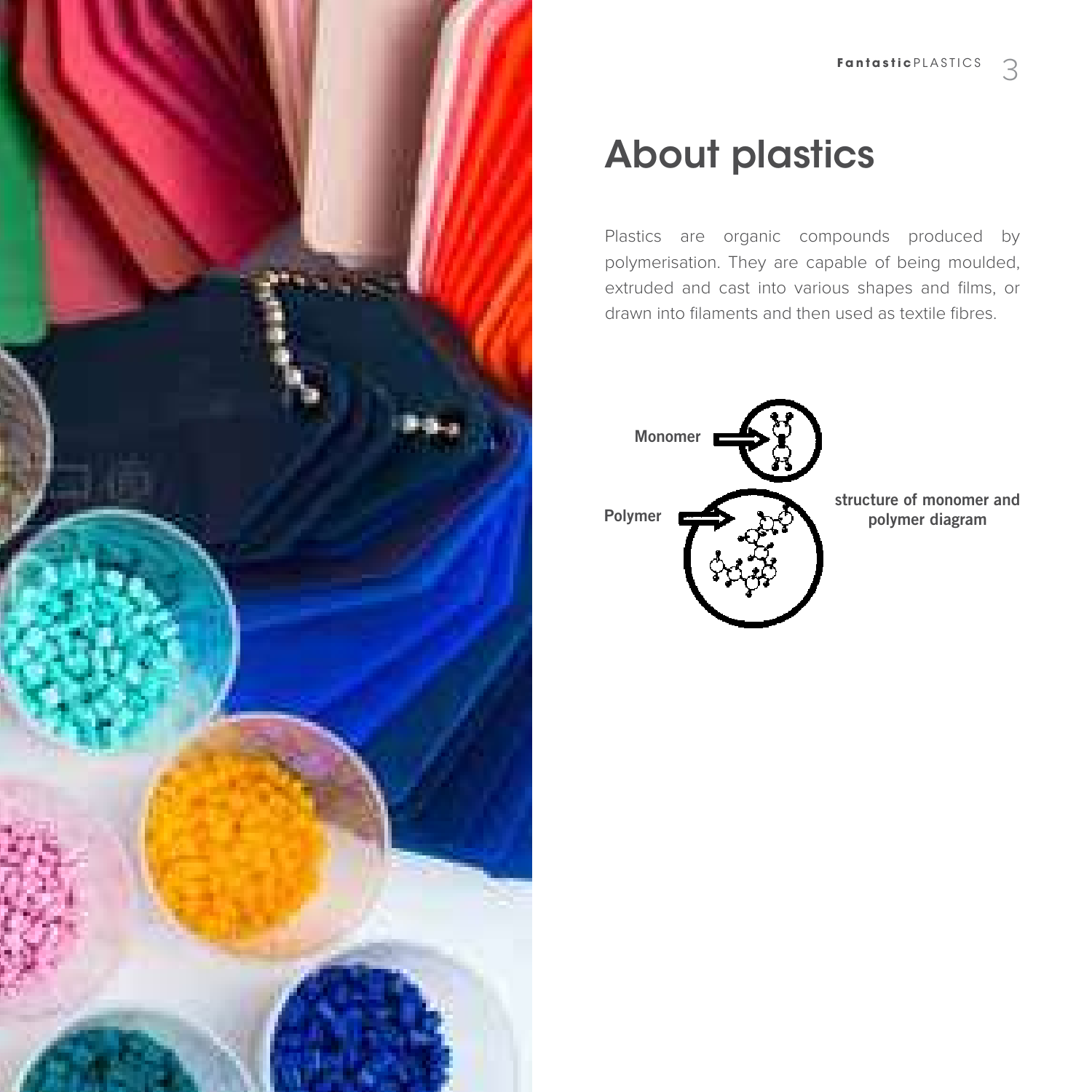# About plastics

Plastics are organic compounds produced by polymerisation. They are capable of being moulded, extruded and cast into various shapes and films, or drawn into filaments and then used as textile fibres.

Monomer

Polymer

structure of monomer and polymer diagram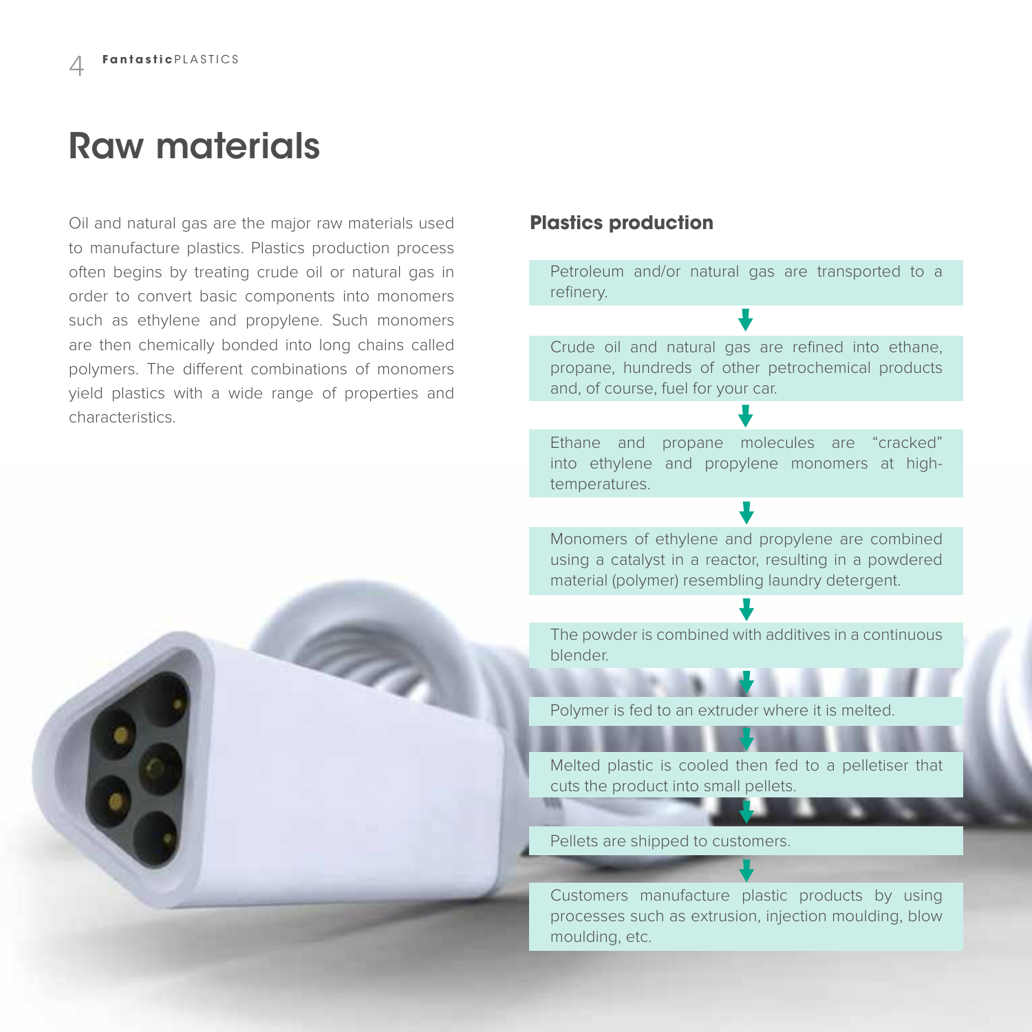# Raw materials

Oil and natural gas are the major raw materials used to manufacture plastics. Plastics production process often begins by treating crude oil or natural gas in order to convert basic components into monomers such as ethylene and propylene. Such monomers are then chemically bonded into long chains called polymers. The different combinations of monomers yield plastics with a wide range of properties and characteristics.

## Plastics production

Petroleum and/or natural gas are transported to a refinery.

↓

Crude oil and natural gas are refined into ethane, propane, hundreds of other petrochemical products and, of course, fuel for your car.

↓

Ethane and propane molecules are "cracked" into ethylene and propylene monomers at high-temperatures.

↓

Monomers of ethylene and propylene are combined using a catalyst in a reactor, resulting in a powdered material (polymer) resembling laundry detergent.

↓

The powder is combined with additives in a continuous blender.

↓

Polymer is fed to an extruder where it is melted.

↓

Melted plastic is cooled then fed to a pelletiser that cuts the product into small pellets.

↓

Pellets are shipped to customers.

↓

Customers manufacture plastic products by using processes such as extrusion, injection moulding, blow moulding, etc.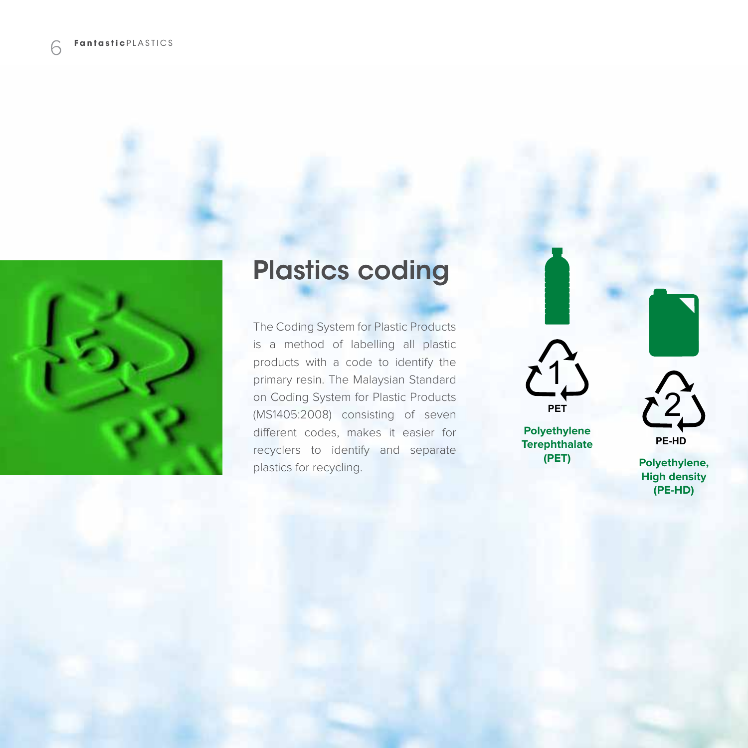# Plastics coding

The Coding System for Plastic Products is a method of labelling all plastic products with a code to identify the primary resin. The Malaysian Standard on Coding System for Plastic Products (MS1405:2008) consisting of seven different codes, makes it easier for recyclers to identify and separate plastics for recycling.

1 PET

**Polyethylene Terephthalate (PET)**

2 PE-HD

**Polyethylene, High density (PE-HD)**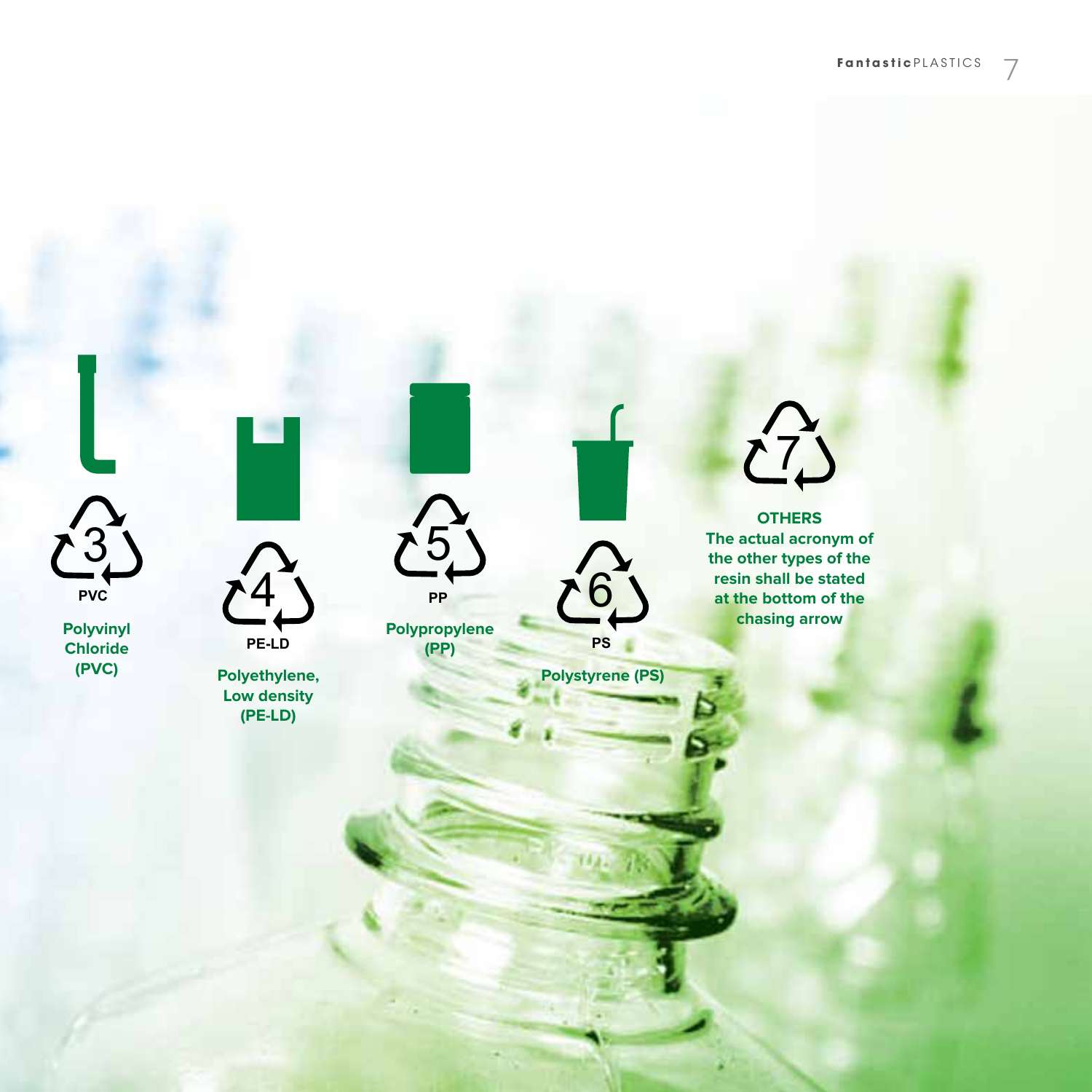3

PVC

**Polyvinyl Chloride (PVC)**

4

PE-LD

**Polyethylene, Low density (PE-LD)**

5

PP

**Polypropylene (PP)**

6

PS

**Polystyrene (PS)**

7

**OTHERS**

**The actual acronym of the other types of the resin shall be stated at the bottom of the chasing arrow**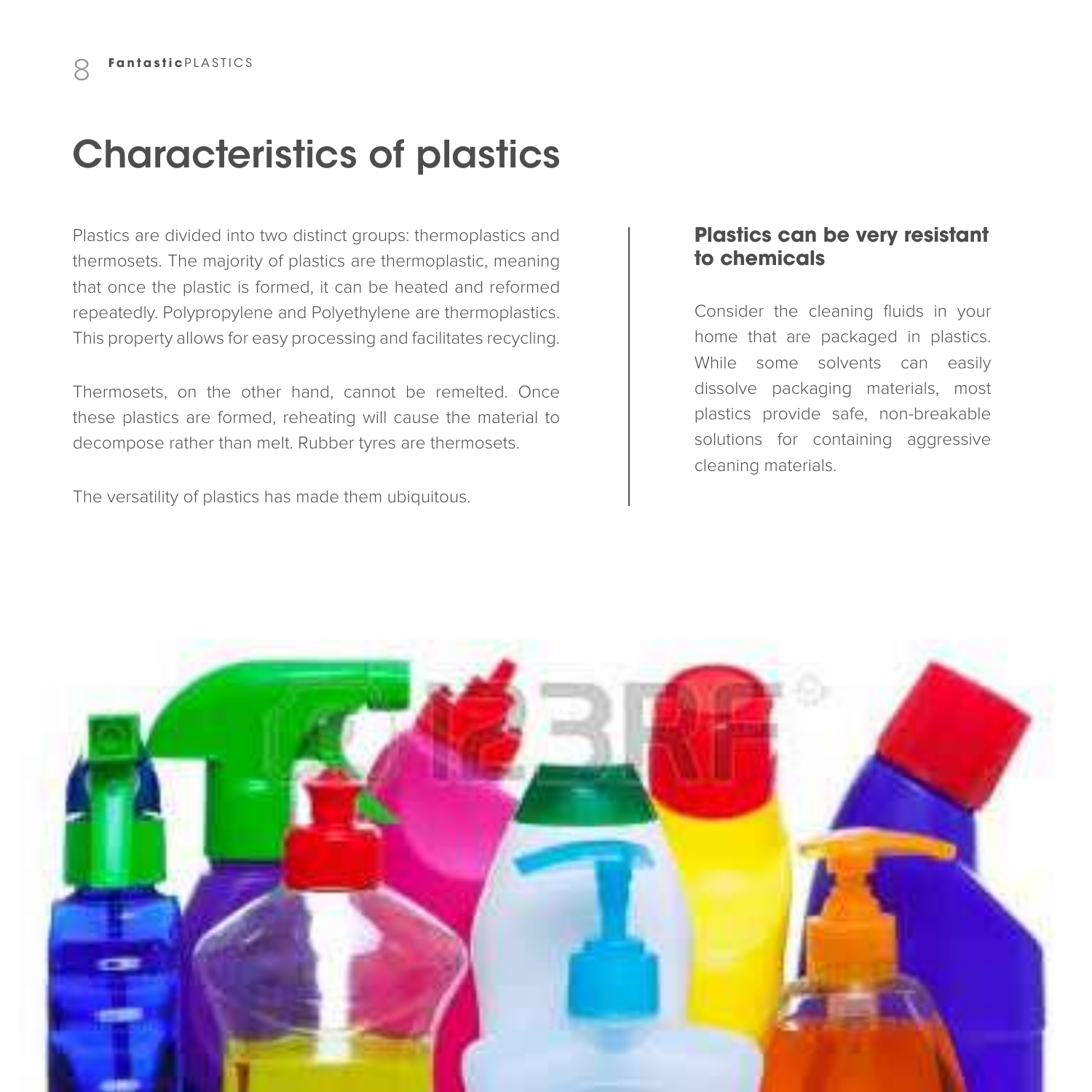# Characteristics of plastics

Plastics are divided into two distinct groups: thermoplastics and thermosets. The majority of plastics are thermoplastic, meaning that once the plastic is formed, it can be heated and reformed repeatedly. Polypropylene and Polyethylene are thermoplastics. This property allows for easy processing and facilitates recycling.

Thermosets, on the other hand, cannot be remelted. Once these plastics are formed, reheating will cause the material to decompose rather than melt. Rubber tyres are thermosets.

The versatility of plastics has made them ubiquitous.

## Plastics can be very resistant to chemicals

Consider the cleaning fluids in your home that are packaged in plastics. While some solvents can easily dissolve packaging materials, most plastics provide safe, non-breakable solutions for containing aggressive cleaning materials.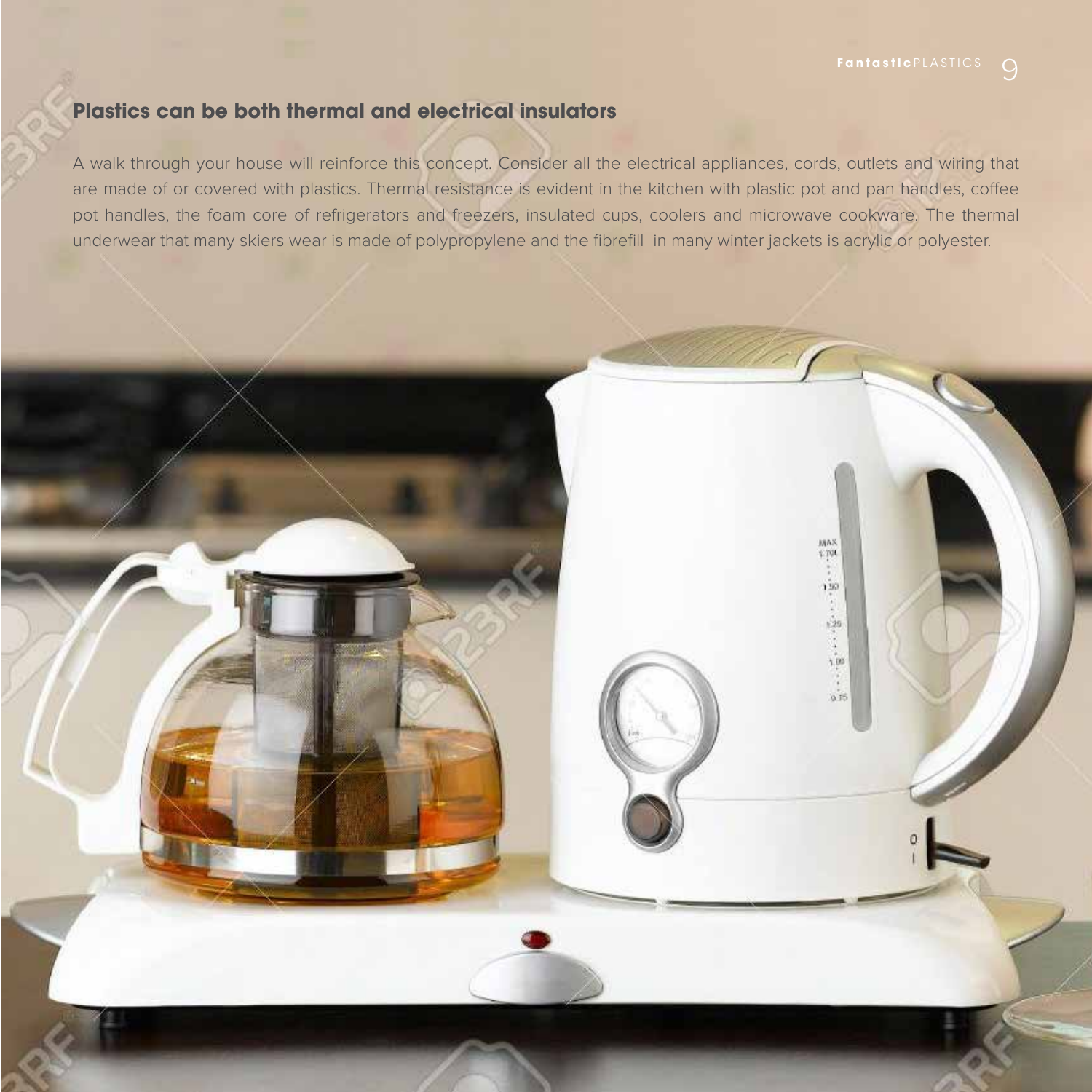## Plastics can be both thermal and electrical insulators

A walk through your house will reinforce this concept. Consider all the electrical appliances, cords, outlets and wiring that are made of or covered with plastics. Thermal resistance is evident in the kitchen with plastic pot and pan handles, coffee pot handles, the foam core of refrigerators and freezers, insulated cups, coolers and microwave cookware. The thermal underwear that many skiers wear is made of polypropylene and the fibrefill in many winter jackets is acrylic or polyester.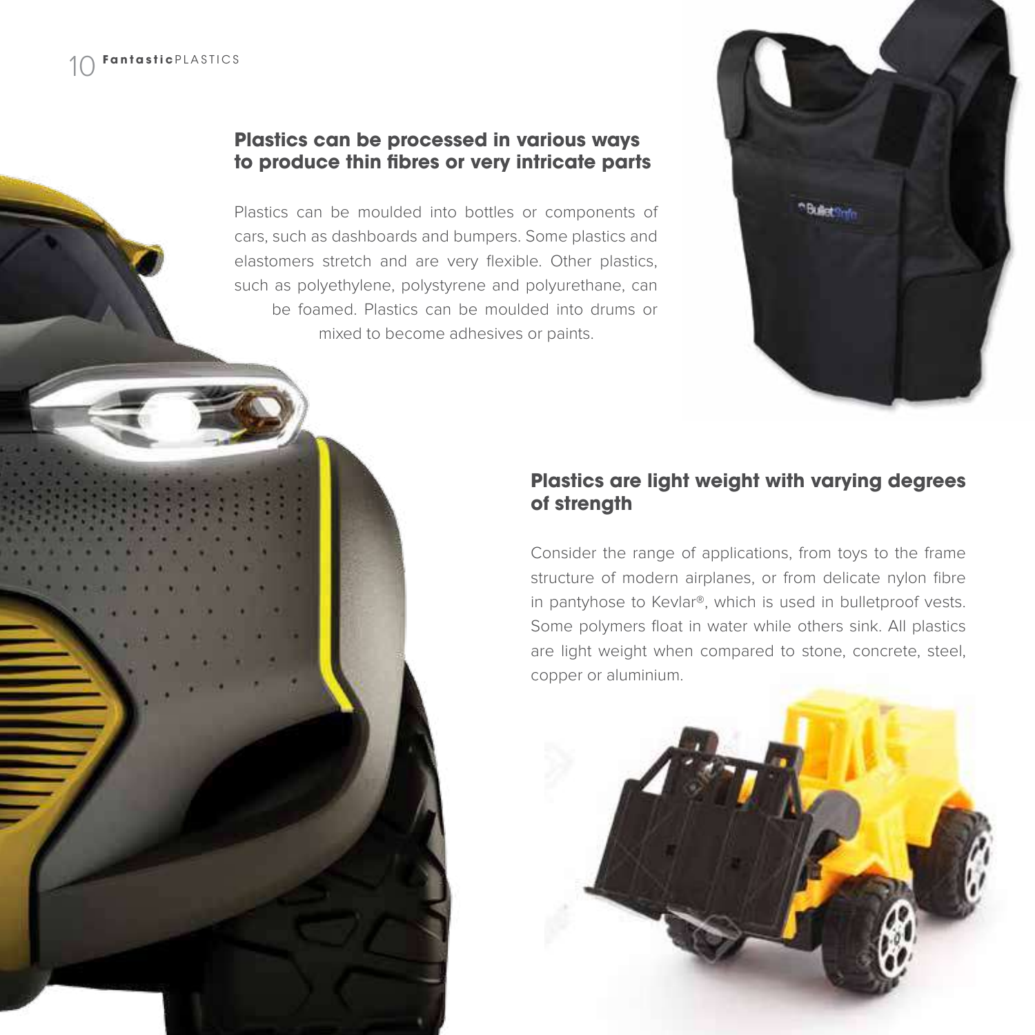## Plastics can be processed in various ways to produce thin fibres or very intricate parts

Plastics can be moulded into bottles or components of cars, such as dashboards and bumpers. Some plastics and elastomers stretch and are very flexible. Other plastics, such as polyethylene, polystyrene and polyurethane, can be foamed. Plastics can be moulded into drums or mixed to become adhesives or paints.

## Plastics are light weight with varying degrees of strength

Consider the range of applications, from toys to the frame structure of modern airplanes, or from delicate nylon fibre in pantyhose to Kevlar®, which is used in bulletproof vests. Some polymers float in water while others sink. All plastics are light weight when compared to stone, concrete, steel, copper or aluminium.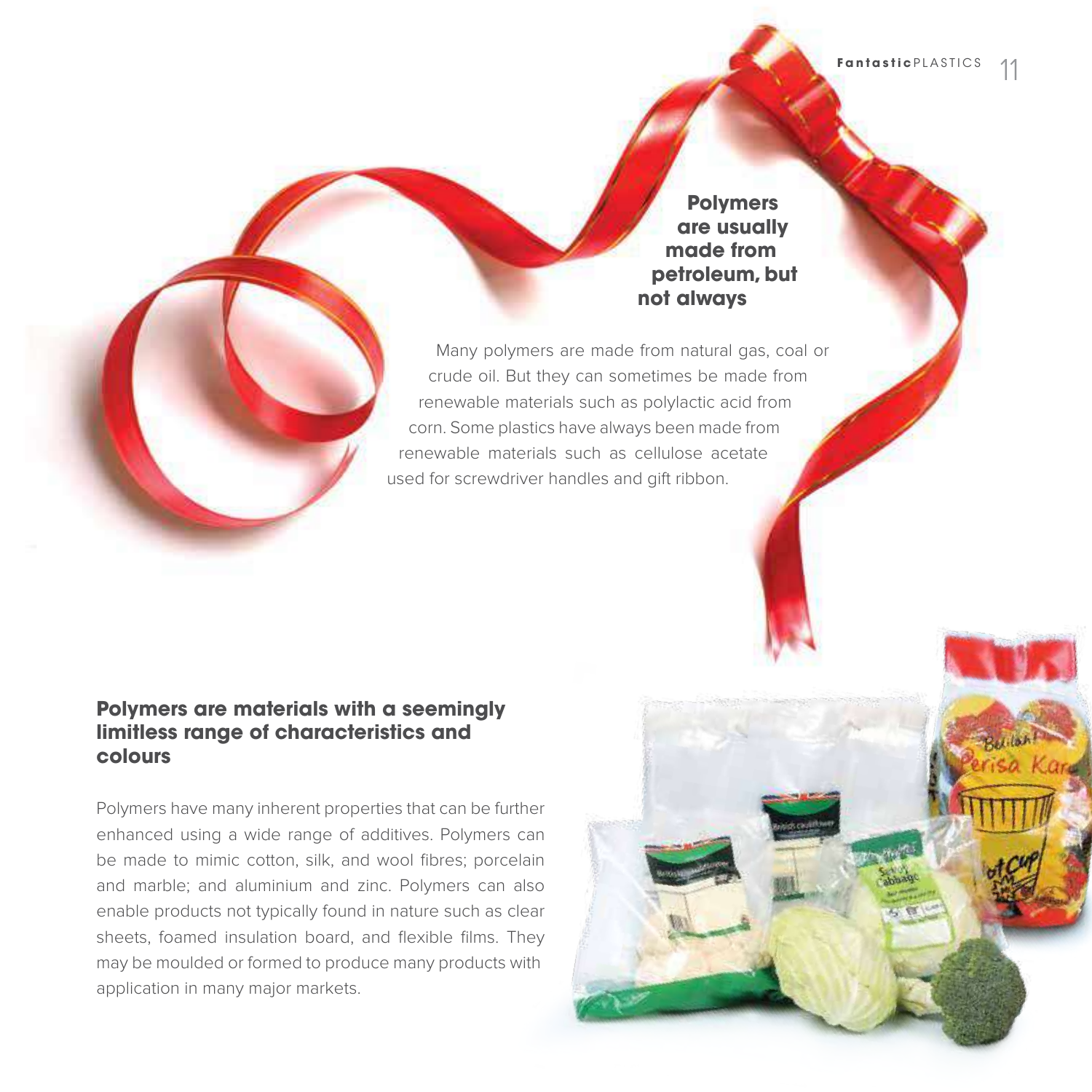## Polymers are usually made from petroleum, but not always

Many polymers are made from natural gas, coal or crude oil. But they can sometimes be made from renewable materials such as polylactic acid from corn. Some plastics have always been made from renewable materials such as cellulose acetate used for screwdriver handles and gift ribbon.

## Polymers are materials with a seemingly limitless range of characteristics and colours

Polymers have many inherent properties that can be further enhanced using a wide range of additives. Polymers can be made to mimic cotton, silk, and wool fibres; porcelain and marble; and aluminium and zinc. Polymers can also enable products not typically found in nature such as clear sheets, foamed insulation board, and flexible films. They may be moulded or formed to produce many products with application in many major markets.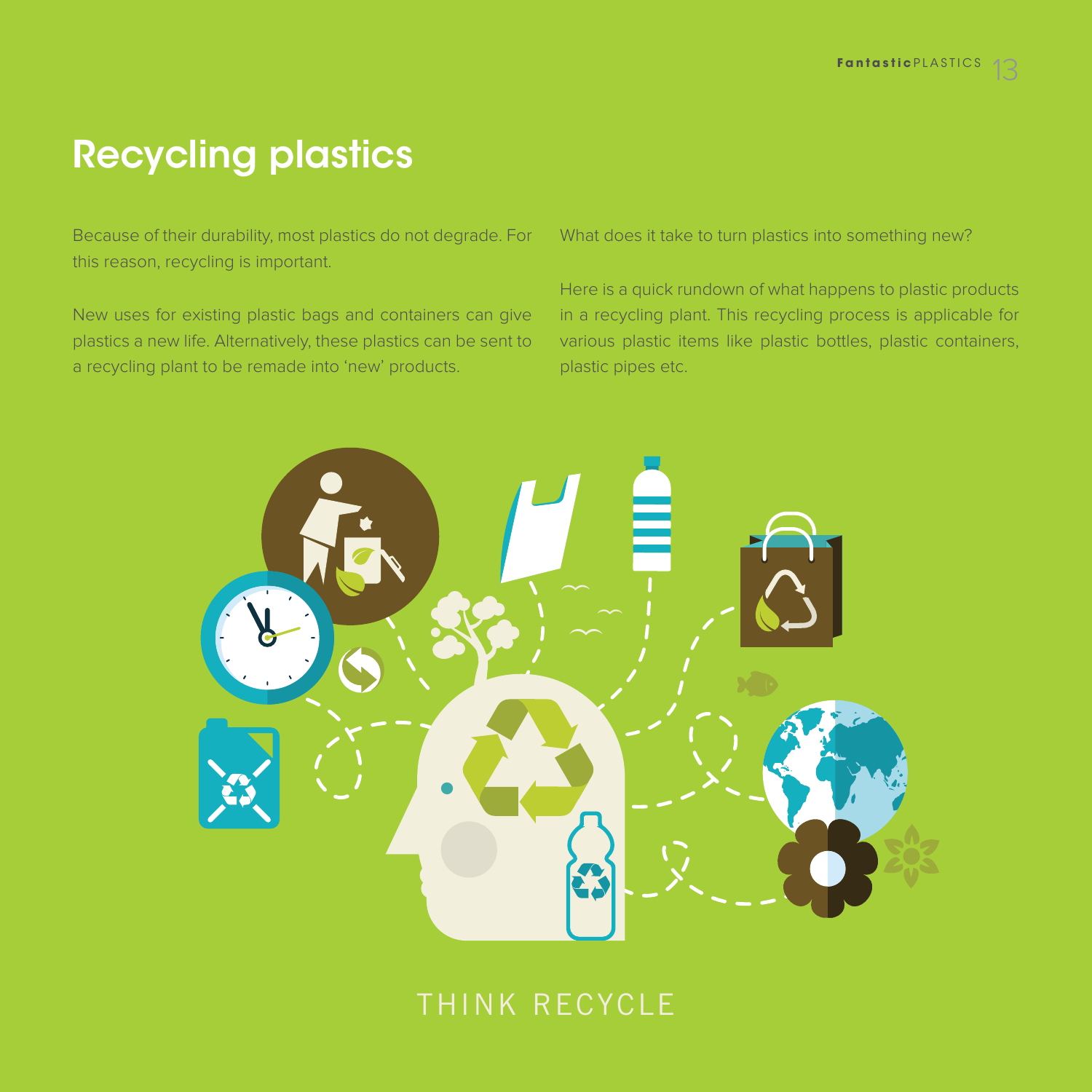# Recycling plastics

Because of their durability, most plastics do not degrade. For this reason, recycling is important.

New uses for existing plastic bags and containers can give plastics a new life. Alternatively, these plastics can be sent to a recycling plant to be remade into 'new' products.

What does it take to turn plastics into something new?

Here is a quick rundown of what happens to plastic products in a recycling plant. This recycling process is applicable for various plastic items like plastic bottles, plastic containers, plastic pipes etc.

THINK RECYCLE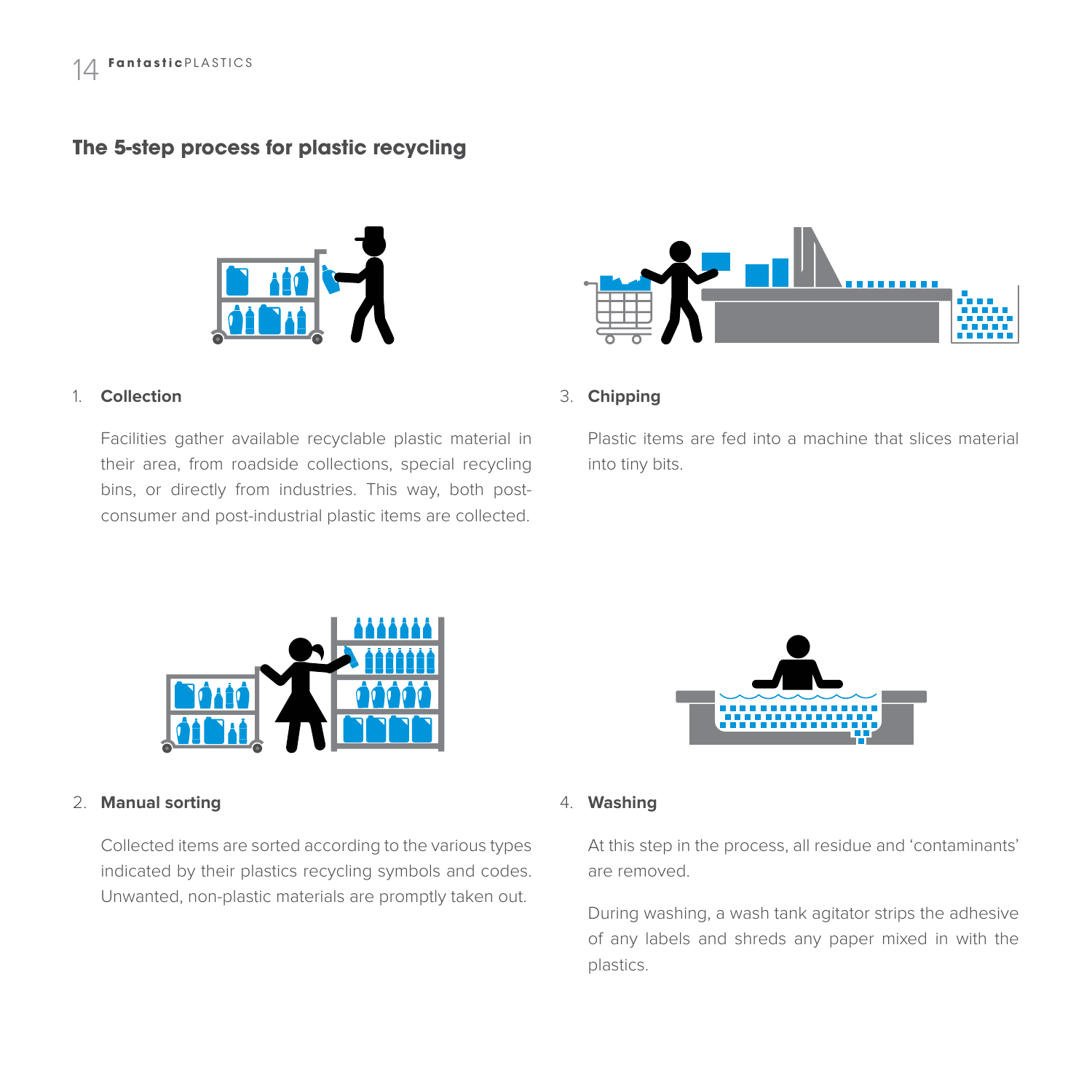## The 5-step process for plastic recycling

1. **Collection**

   Facilities gather available recyclable plastic material in their area, from roadside collections, special recycling bins, or directly from industries. This way, both post-consumer and post-industrial plastic items are collected.

2. **Manual sorting**

   Collected items are sorted according to the various types indicated by their plastics recycling symbols and codes. Unwanted, non-plastic materials are promptly taken out.

3. **Chipping**

   Plastic items are fed into a machine that slices material into tiny bits.

4. **Washing**

   At this step in the process, all residue and 'contaminants' are removed.

   During washing, a wash tank agitator strips the adhesive of any labels and shreds any paper mixed in with the plastics.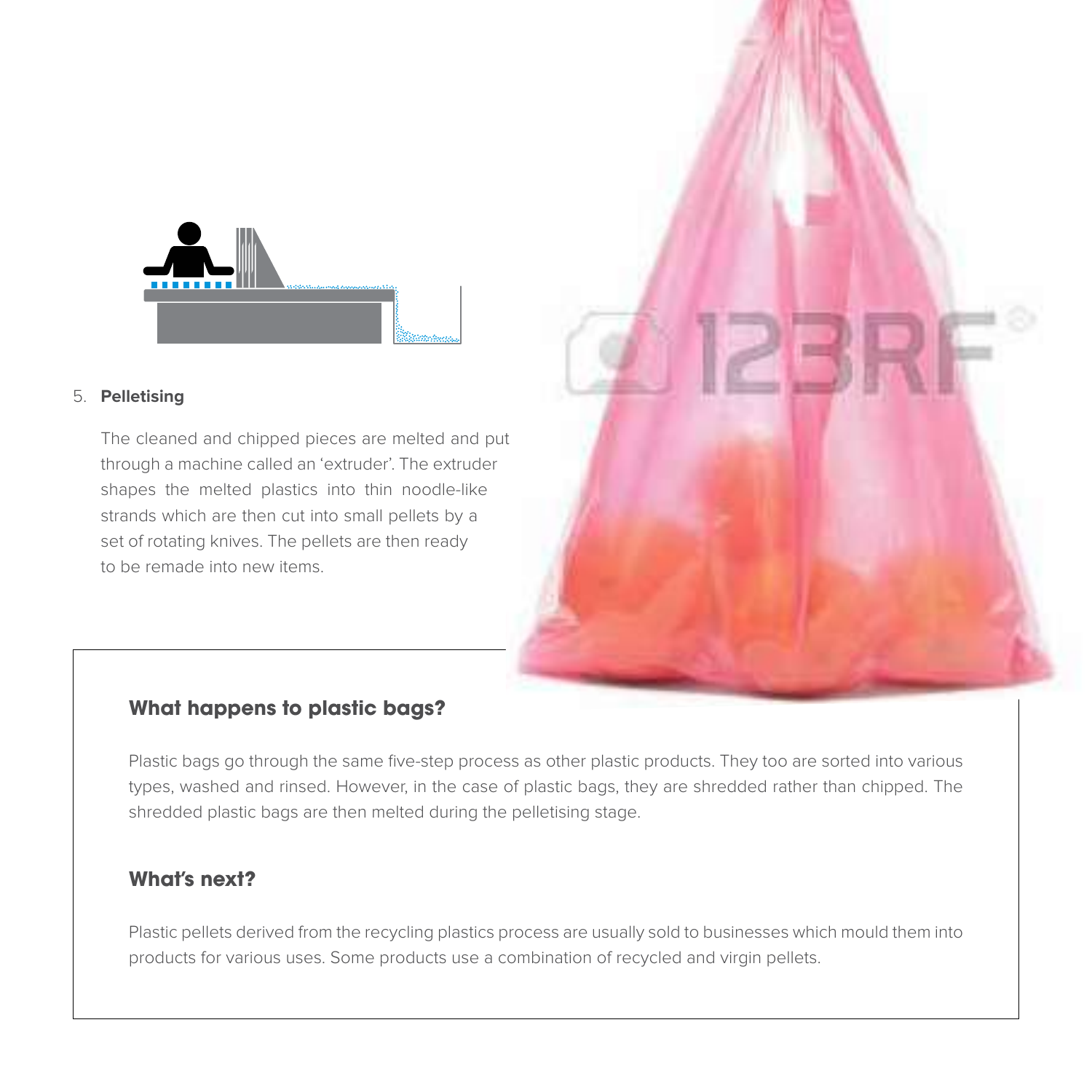5. **Pelletising**

   The cleaned and chipped pieces are melted and put through a machine called an 'extruder'. The extruder shapes the melted plastics into thin noodle-like strands which are then cut into small pellets by a set of rotating knives. The pellets are then ready to be remade into new items.

## What happens to plastic bags?

Plastic bags go through the same five-step process as other plastic products. They too are sorted into various types, washed and rinsed. However, in the case of plastic bags, they are shredded rather than chipped. The shredded plastic bags are then melted during the pelletising stage.

## What's next?

Plastic pellets derived from the recycling plastics process are usually sold to businesses which mould them into products for various uses. Some products use a combination of recycled and virgin pellets.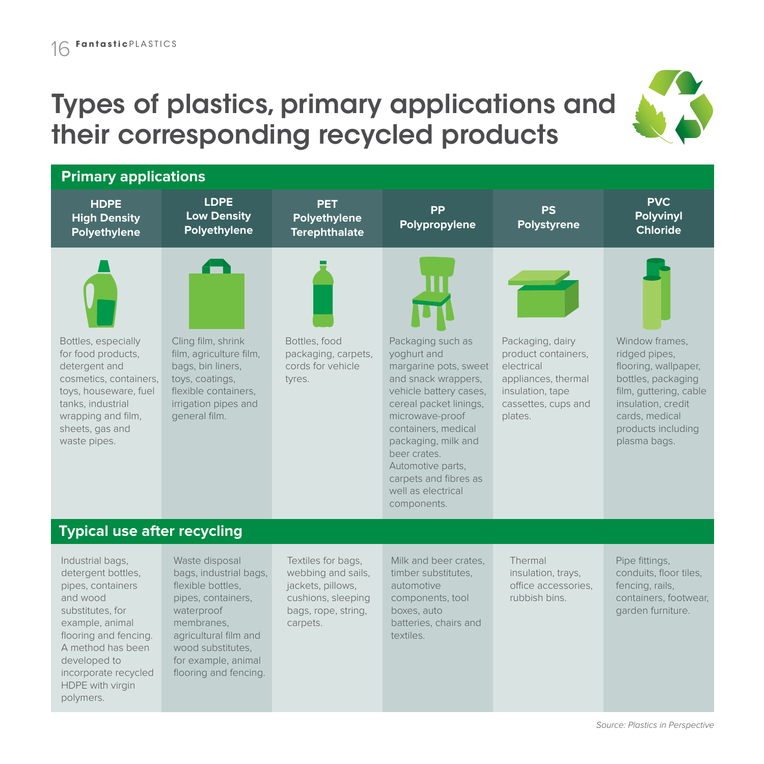# Types of plastics, primary applications and their corresponding recycled products

| | HDPE High Density Polyethylene | LDPE Low Density Polyethylene | PET Polyethylene Terephthalate | PP Polypropylene | PS Polystyrene | PVC Polyvinyl Chloride |
|---|---|---|---|---|---|---|
| **Primary applications** | Bottles, especially for food products, detergent and cosmetics, containers, toys, houseware, fuel tanks, industrial wrapping and film, sheets, gas and waste pipes. | Cling film, shrink film, agriculture film, bags, bin liners, toys, coatings, flexible containers, irrigation pipes and general film. | Bottles, food packaging, carpets, cords for vehicle tyres. | Packaging such as yoghurt and margarine pots, sweet and snack wrappers, vehicle battery cases, cereal packet linings, microwave-proof containers, medical packaging, milk and beer crates. Automotive parts, carpets and fibres as well as electrical components. | Packaging, dairy product containers, electrical appliances, thermal insulation, tape cassettes, cups and plates. | Window frames, ridged pipes, flooring, wallpaper, bottles, packaging film, guttering, cable insulation, credit cards, medical products including plasma bags. |
| **Typical use after recycling** | Industrial bags, detergent bottles, pipes, containers and wood substitutes, for example, animal flooring and fencing. A method has been developed to incorporate recycled HDPE with virgin polymers. | Waste disposal bags, industrial bags, flexible bottles, pipes, containers, waterproof membranes, agricultural film and wood substitutes, for example, animal flooring and fencing. | Textiles for bags, webbing and sails, jackets, pillows, cushions, sleeping bags, rope, string, carpets. | Milk and beer crates, timber substitutes, automotive components, tool boxes, auto batteries, chairs and textiles. | Thermal insulation, trays, office accessories, rubbish bins. | Pipe fittings, conduits, floor tiles, fencing, rails, containers, footwear, garden furniture. |

*Source: Plastics in Perspective*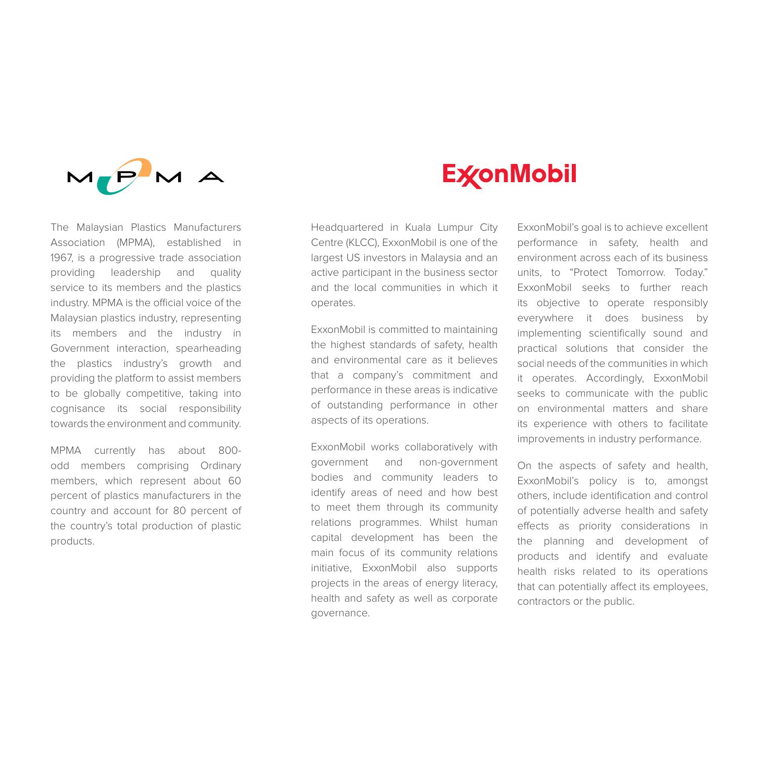# MPMA

The Malaysian Plastics Manufacturers Association (MPMA), established in 1967, is a progressive trade association providing leadership and quality service to its members and the plastics industry. MPMA is the official voice of the Malaysian plastics industry, representing its members and the industry in Government interaction, spearheading the plastics industry's growth and providing the platform to assist members to be globally competitive, taking into cognisance its social responsibility towards the environment and community.

MPMA currently has about 800-odd members comprising Ordinary members, which represent about 60 percent of plastics manufacturers in the country and account for 80 percent of the country's total production of plastic products.

# ExxonMobil

Headquartered in Kuala Lumpur City Centre (KLCC), ExxonMobil is one of the largest US investors in Malaysia and an active participant in the business sector and the local communities in which it operates.

ExxonMobil is committed to maintaining the highest standards of safety, health and environmental care as it believes that a company's commitment and performance in these areas is indicative of outstanding performance in other aspects of its operations.

ExxonMobil works collaboratively with government and non-government bodies and community leaders to identify areas of need and how best to meet them through its community relations programmes. Whilst human capital development has been the main focus of its community relations initiative, ExxonMobil also supports projects in the areas of energy literacy, health and safety as well as corporate governance.

ExxonMobil's goal is to achieve excellent performance in safety, health and environment across each of its business units, to "Protect Tomorrow. Today." ExxonMobil seeks to further reach its objective to operate responsibly everywhere it does business by implementing scientifically sound and practical solutions that consider the social needs of the communities in which it operates. Accordingly, ExxonMobil seeks to communicate with the public on environmental matters and share its experience with others to facilitate improvements in industry performance.

On the aspects of safety and health, ExxonMobil's policy is to, amongst others, include identification and control of potentially adverse health and safety effects as priority considerations in the planning and development of products and identify and evaluate health risks related to its operations that can potentially affect its employees, contractors or the public.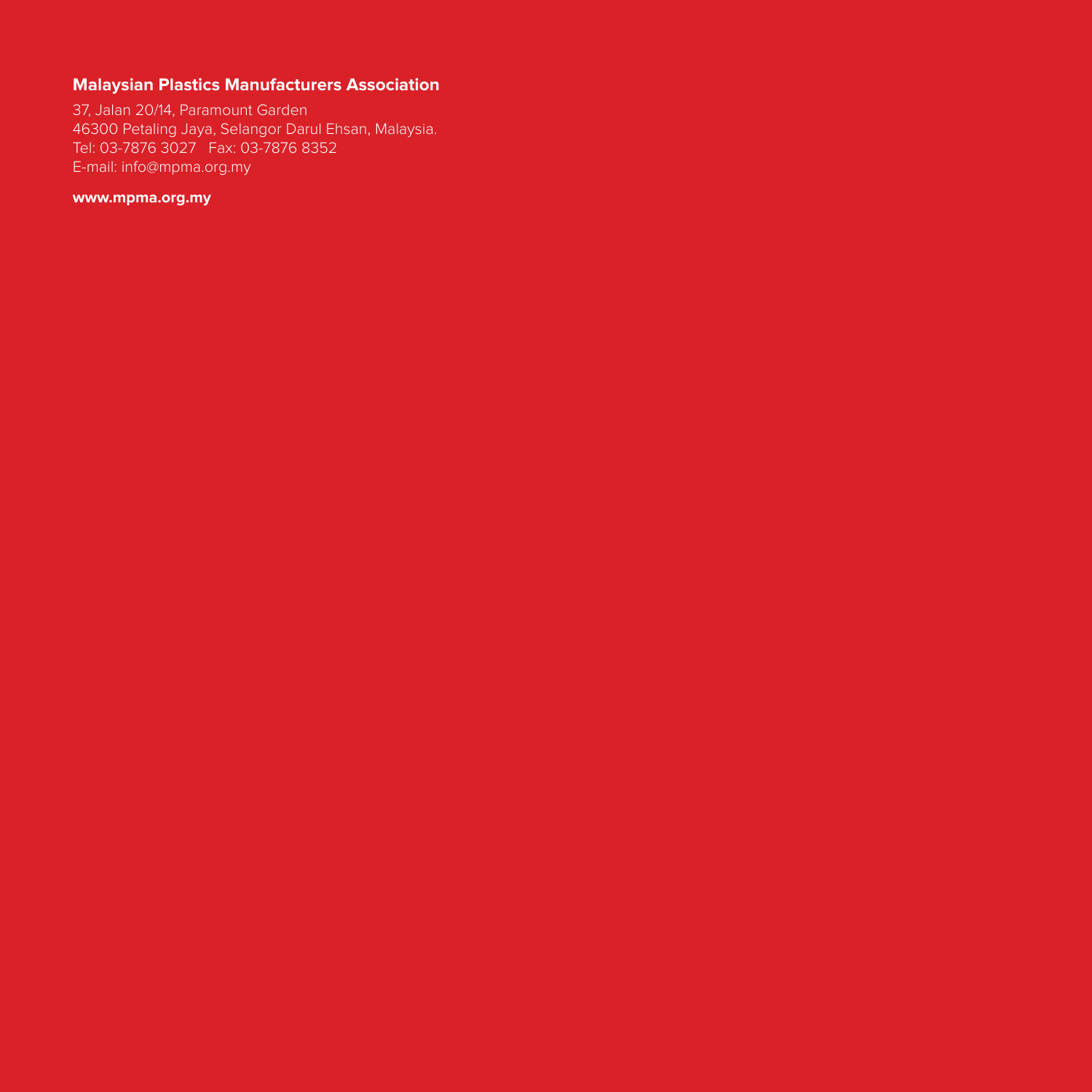**Malaysian Plastics Manufacturers Association**

37, Jalan 20/14, Paramount Garden
46300 Petaling Jaya, Selangor Darul Ehsan, Malaysia.
Tel: 03-7876 3027 Fax: 03-7876 8352
E-mail: info@mpma.org.my

**www.mpma.org.my**